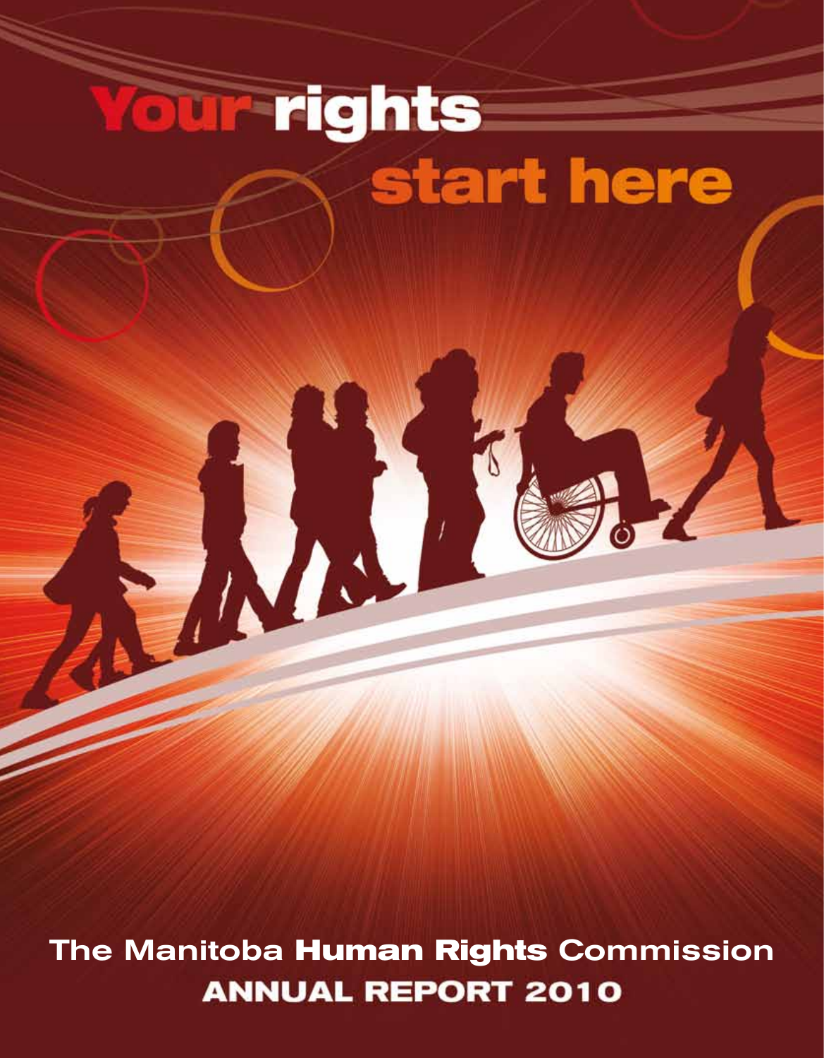# Your rights start here

## The Manitoba Human Rights Commission
## ANNUAL REPORT 2010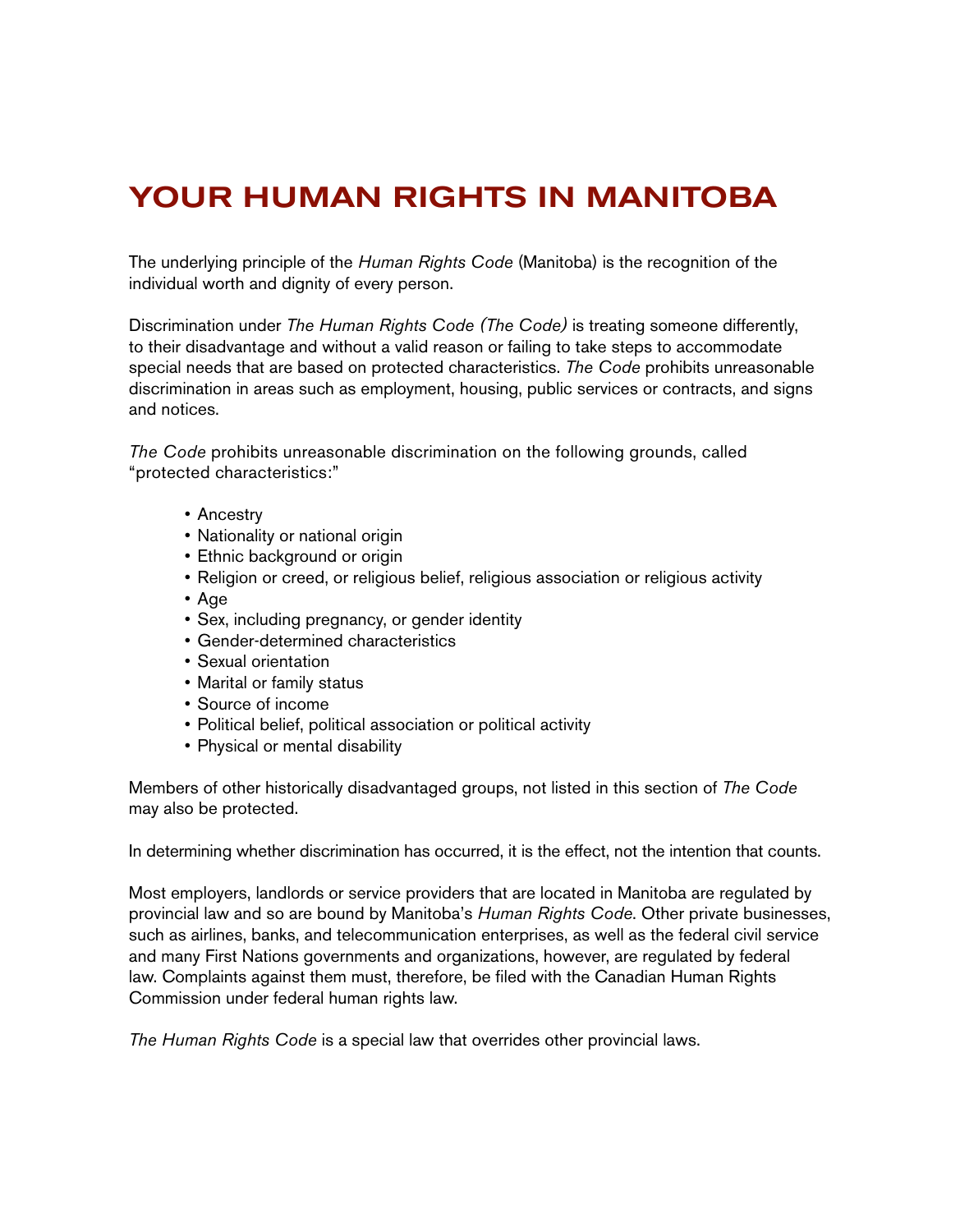# YOUR HUMAN RIGHTS IN MANITOBA

The underlying principle of the *Human Rights Code* (Manitoba) is the recognition of the individual worth and dignity of every person.

Discrimination under *The Human Rights Code (The Code)* is treating someone differently, to their disadvantage and without a valid reason or failing to take steps to accommodate special needs that are based on protected characteristics. *The Code* prohibits unreasonable discrimination in areas such as employment, housing, public services or contracts, and signs and notices.

*The Code* prohibits unreasonable discrimination on the following grounds, called "protected characteristics:"

- Ancestry
- Nationality or national origin
- Ethnic background or origin
- Religion or creed, or religious belief, religious association or religious activity
- Age
- Sex, including pregnancy, or gender identity
- Gender-determined characteristics
- Sexual orientation
- Marital or family status
- Source of income
- Political belief, political association or political activity
- Physical or mental disability

Members of other historically disadvantaged groups, not listed in this section of *The Code* may also be protected.

In determining whether discrimination has occurred, it is the effect, not the intention that counts.

Most employers, landlords or service providers that are located in Manitoba are regulated by provincial law and so are bound by Manitoba's *Human Rights Code*. Other private businesses, such as airlines, banks, and telecommunication enterprises, as well as the federal civil service and many First Nations governments and organizations, however, are regulated by federal law. Complaints against them must, therefore, be filed with the Canadian Human Rights Commission under federal human rights law.

*The Human Rights Code* is a special law that overrides other provincial laws.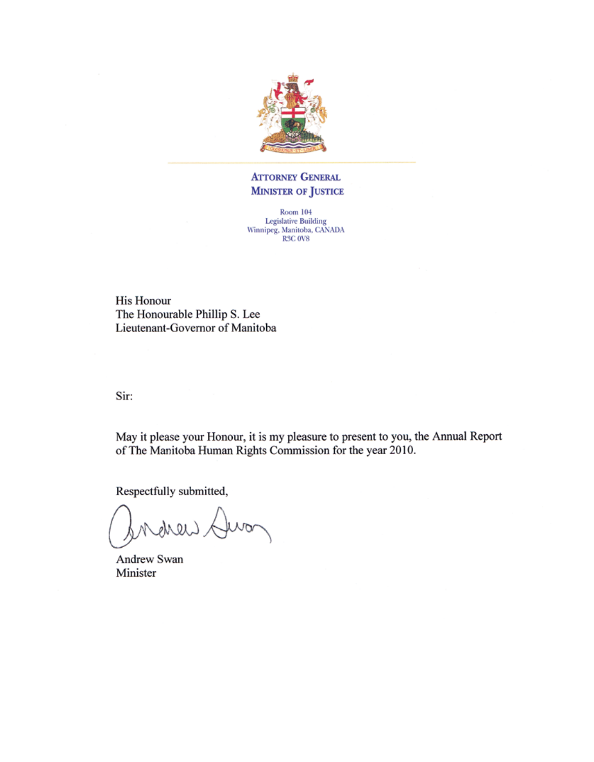**ATTORNEY GENERAL**
**MINISTER OF JUSTICE**

Room 104
Legislative Building
Winnipeg, Manitoba, CANADA
R3C 0V8

His Honour
The Honourable Phillip S. Lee
Lieutenant-Governor of Manitoba

Sir:

May it please your Honour, it is my pleasure to present to you, the Annual Report of The Manitoba Human Rights Commission for the year 2010.

Respectfully submitted,

Andrew Swan
Minister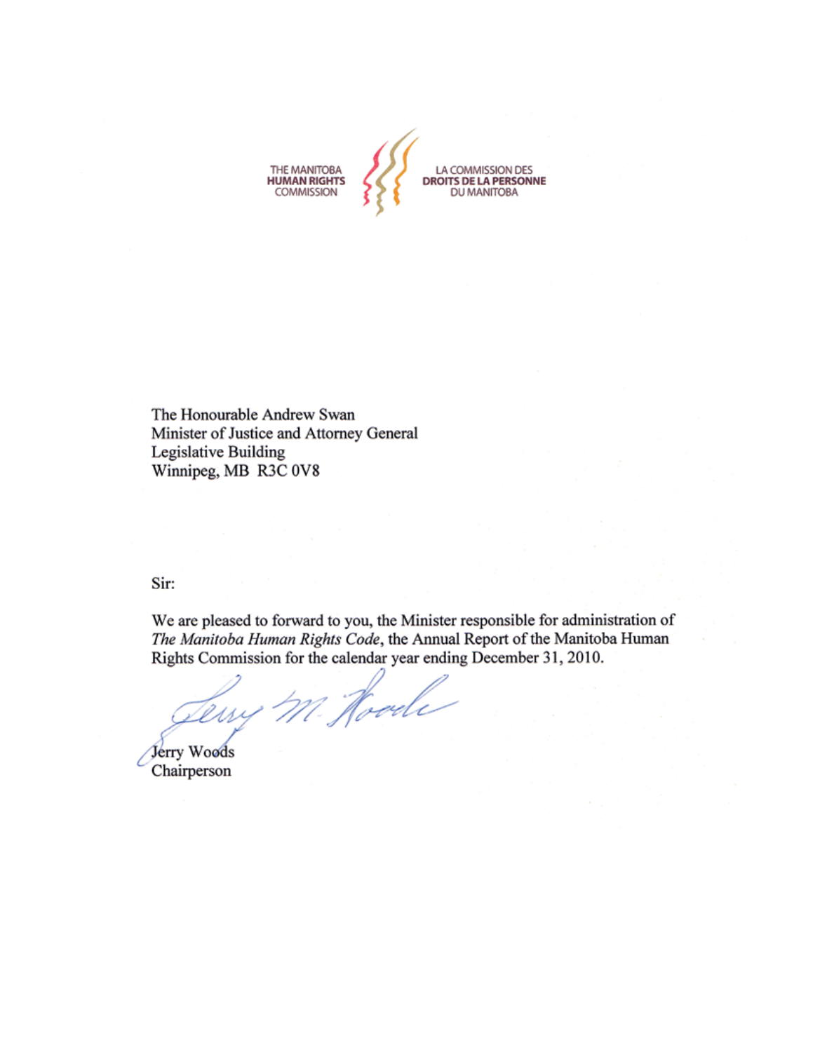THE MANITOBA
**HUMAN RIGHTS**
COMMISSION

LA COMMISSION DES
**DROITS DE LA PERSONNE**
DU MANITOBA

The Honourable Andrew Swan
Minister of Justice and Attorney General
Legislative Building
Winnipeg, MB R3C 0V8

Sir:

We are pleased to forward to you, the Minister responsible for administration of *The Manitoba Human Rights Code*, the Annual Report of the Manitoba Human Rights Commission for the calendar year ending December 31, 2010.

Jerry Woods
Chairperson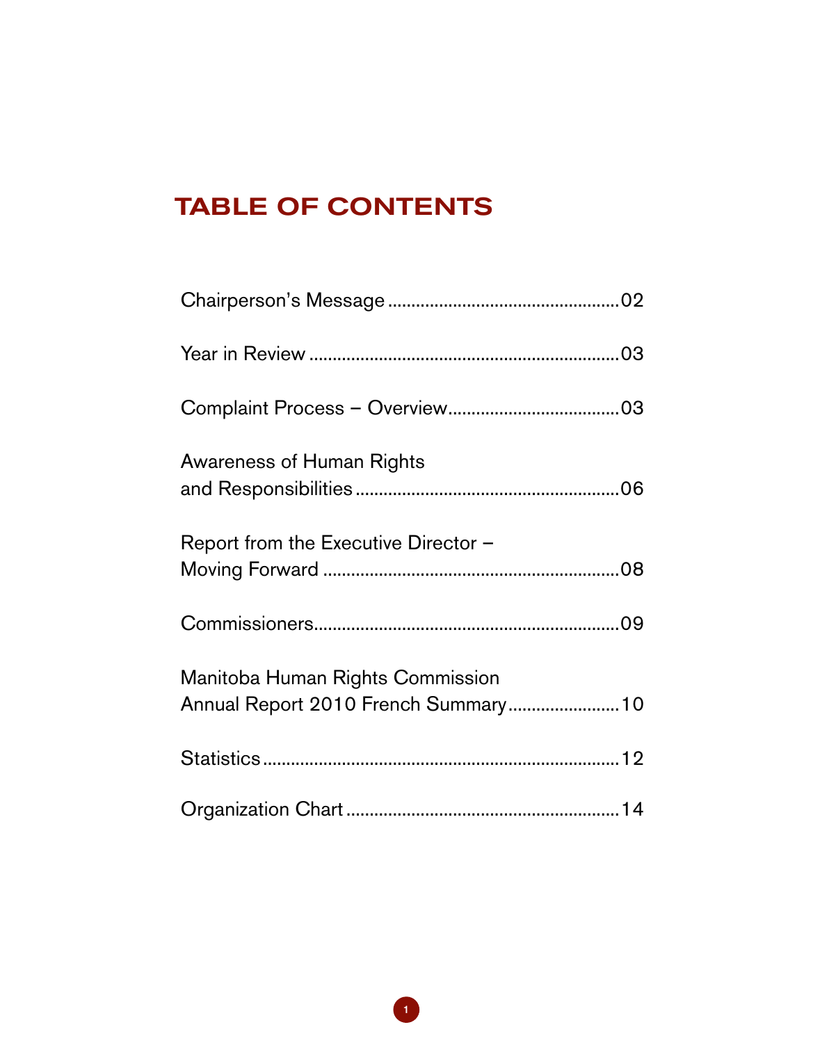# TABLE OF CONTENTS

Chairperson's Message ................................................02

Year in Review ................................................................03

Complaint Process – Overview....................................03

Awareness of Human Rights
and Responsibilities.......................................................06

Report from the Executive Director –
Moving Forward ..............................................................08

Commissioners................................................................09

Manitoba Human Rights Commission
Annual Report 2010 French Summary.......................10

Statistics ...........................................................................12

Organization Chart .........................................................14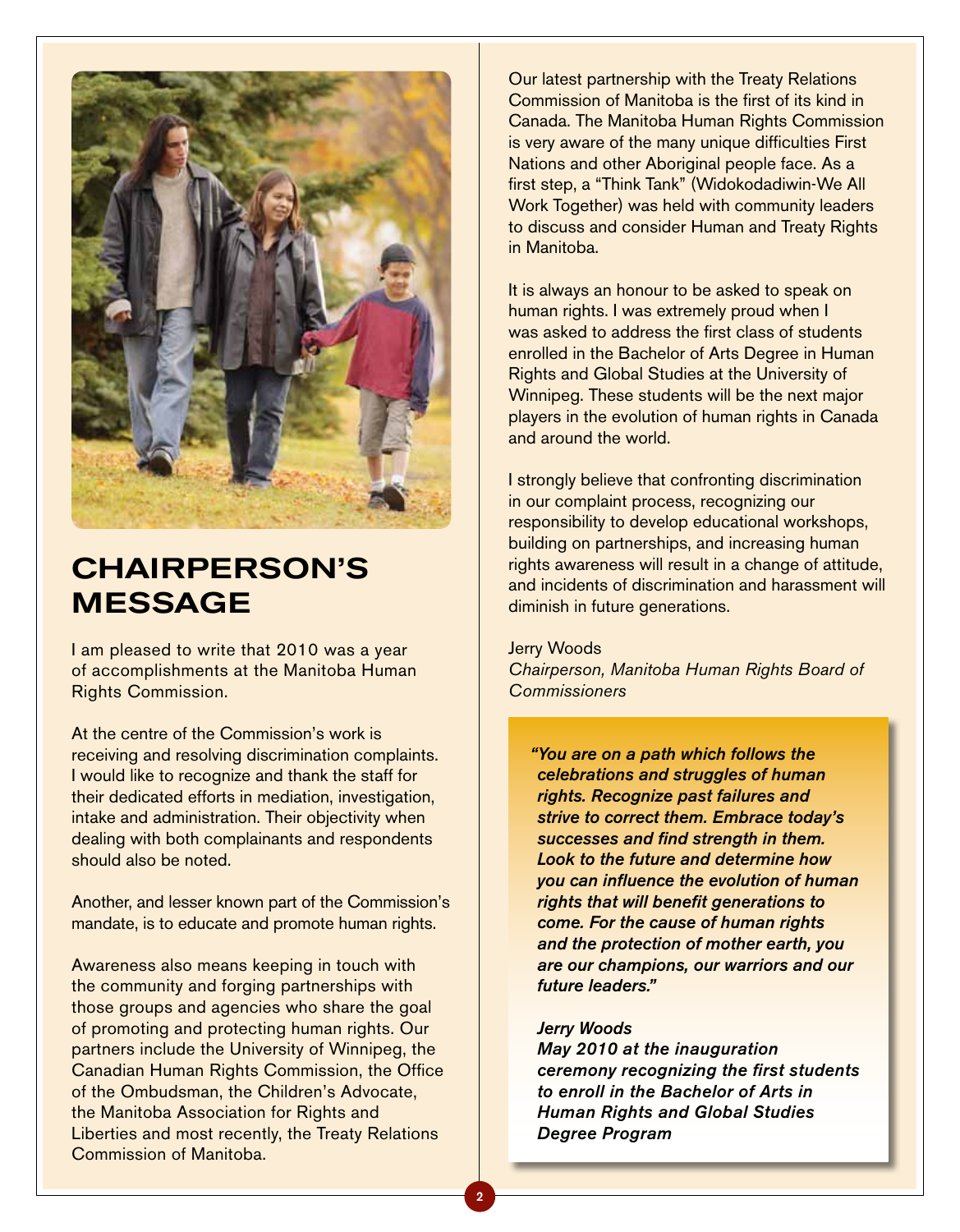# CHAIRPERSON'S MESSAGE

I am pleased to write that 2010 was a year of accomplishments at the Manitoba Human Rights Commission.

At the centre of the Commission's work is receiving and resolving discrimination complaints. I would like to recognize and thank the staff for their dedicated efforts in mediation, investigation, intake and administration. Their objectivity when dealing with both complainants and respondents should also be noted.

Another, and lesser known part of the Commission's mandate, is to educate and promote human rights.

Awareness also means keeping in touch with the community and forging partnerships with those groups and agencies who share the goal of promoting and protecting human rights. Our partners include the University of Winnipeg, the Canadian Human Rights Commission, the Office of the Ombudsman, the Children's Advocate, the Manitoba Association for Rights and Liberties and most recently, the Treaty Relations Commission of Manitoba.

Our latest partnership with the Treaty Relations Commission of Manitoba is the first of its kind in Canada. The Manitoba Human Rights Commission is very aware of the many unique difficulties First Nations and other Aboriginal people face. As a first step, a "Think Tank" (Widokodadiwin-We All Work Together) was held with community leaders to discuss and consider Human and Treaty Rights in Manitoba.

It is always an honour to be asked to speak on human rights. I was extremely proud when I was asked to address the first class of students enrolled in the Bachelor of Arts Degree in Human Rights and Global Studies at the University of Winnipeg. These students will be the next major players in the evolution of human rights in Canada and around the world.

I strongly believe that confronting discrimination in our complaint process, recognizing our responsibility to develop educational workshops, building on partnerships, and increasing human rights awareness will result in a change of attitude, and incidents of discrimination and harassment will diminish in future generations.

Jerry Woods
*Chairperson, Manitoba Human Rights Board of Commissioners*

***"You are on a path which follows the celebrations and struggles of human rights. Recognize past failures and strive to correct them. Embrace today's successes and find strength in them. Look to the future and determine how you can influence the evolution of human rights that will benefit generations to come. For the cause of human rights and the protection of mother earth, you are our champions, our warriors and our future leaders."***

***Jerry Woods***
***May 2010 at the inauguration ceremony recognizing the first students to enroll in the Bachelor of Arts in Human Rights and Global Studies Degree Program***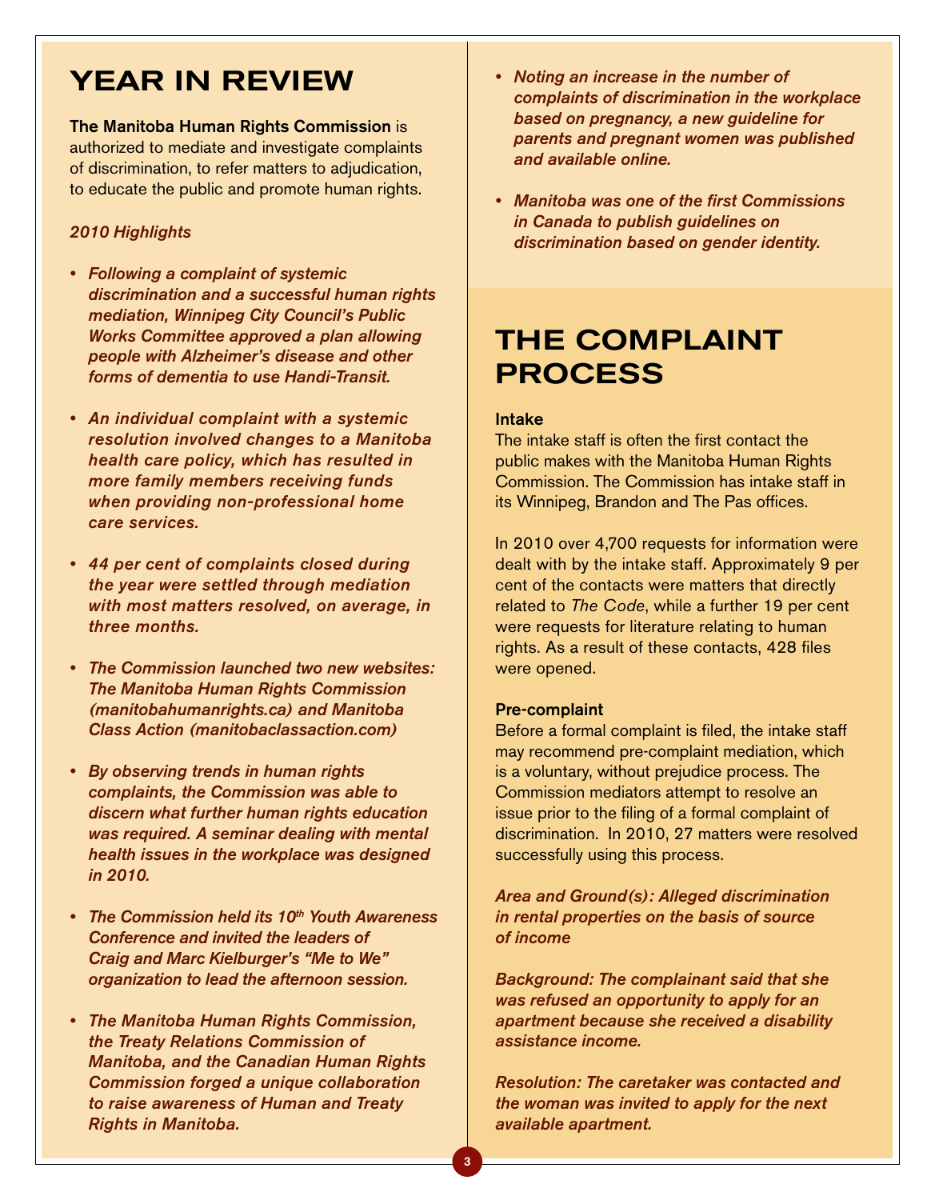# YEAR IN REVIEW

**The Manitoba Human Rights Commission** is authorized to mediate and investigate complaints of discrimination, to refer matters to adjudication, to educate the public and promote human rights.

*2010 Highlights*

- ***Following a complaint of systemic discrimination and a successful human rights mediation, Winnipeg City Council's Public Works Committee approved a plan allowing people with Alzheimer's disease and other forms of dementia to use Handi-Transit.***
- ***An individual complaint with a systemic resolution involved changes to a Manitoba health care policy, which has resulted in more family members receiving funds when providing non-professional home care services.***
- ***44 per cent of complaints closed during the year were settled through mediation with most matters resolved, on average, in three months.***
- ***The Commission launched two new websites: The Manitoba Human Rights Commission (manitobahumanrights.ca) and Manitoba Class Action (manitobaclassaction.com)***
- ***By observing trends in human rights complaints, the Commission was able to discern what further human rights education was required. A seminar dealing with mental health issues in the workplace was designed in 2010.***
- ***The Commission held its 10th Youth Awareness Conference and invited the leaders of Craig and Marc Kielburger's "Me to We" organization to lead the afternoon session.***
- ***The Manitoba Human Rights Commission, the Treaty Relations Commission of Manitoba, and the Canadian Human Rights Commission forged a unique collaboration to raise awareness of Human and Treaty Rights in Manitoba.***
- ***Noting an increase in the number of complaints of discrimination in the workplace based on pregnancy, a new guideline for parents and pregnant women was published and available online.***
- ***Manitoba was one of the first Commissions in Canada to publish guidelines on discrimination based on gender identity.***

# THE COMPLAINT PROCESS

**Intake**

The intake staff is often the first contact the public makes with the Manitoba Human Rights Commission. The Commission has intake staff in its Winnipeg, Brandon and The Pas offices.

In 2010 over 4,700 requests for information were dealt with by the intake staff. Approximately 9 per cent of the contacts were matters that directly related to *The Code*, while a further 19 per cent were requests for literature relating to human rights. As a result of these contacts, 428 files were opened.

**Pre-complaint**

Before a formal complaint is filed, the intake staff may recommend pre-complaint mediation, which is a voluntary, without prejudice process. The Commission mediators attempt to resolve an issue prior to the filing of a formal complaint of discrimination. In 2010, 27 matters were resolved successfully using this process.

*Area and Ground(s): Alleged discrimination in rental properties on the basis of source of income*

*Background: The complainant said that she was refused an opportunity to apply for an apartment because she received a disability assistance income.*

*Resolution: The caretaker was contacted and the woman was invited to apply for the next available apartment.*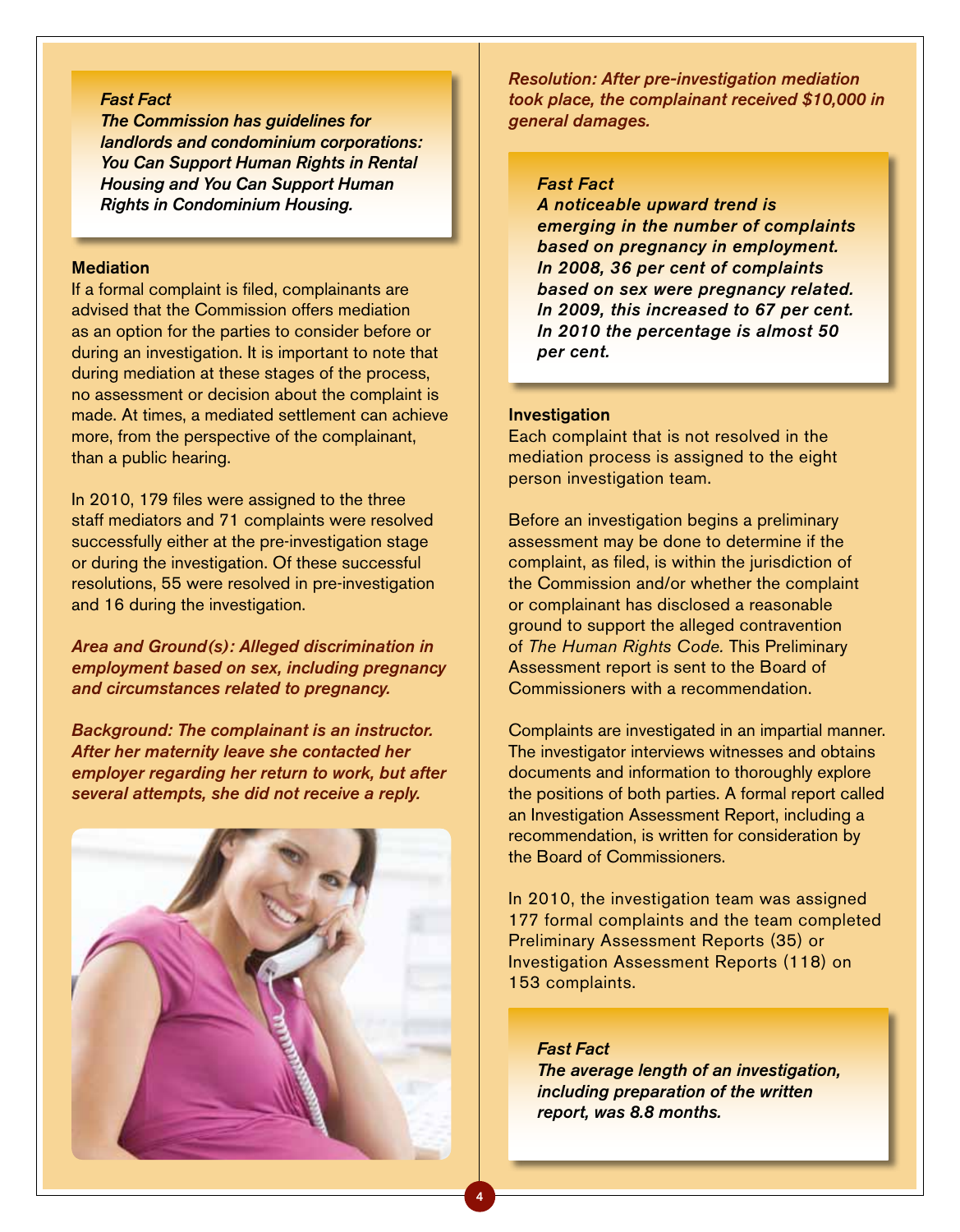*Fast Fact*
***The Commission has guidelines for landlords and condominium corporations: You Can Support Human Rights in Rental Housing and You Can Support Human Rights in Condominium Housing.***

### Mediation

If a formal complaint is filed, complainants are advised that the Commission offers mediation as an option for the parties to consider before or during an investigation. It is important to note that during mediation at these stages of the process, no assessment or decision about the complaint is made. At times, a mediated settlement can achieve more, from the perspective of the complainant, than a public hearing.

In 2010, 179 files were assigned to the three staff mediators and 71 complaints were resolved successfully either at the pre-investigation stage or during the investigation. Of these successful resolutions, 55 were resolved in pre-investigation and 16 during the investigation.

***Area and Ground(s): Alleged discrimination in employment based on sex, including pregnancy and circumstances related to pregnancy.***

***Background: The complainant is an instructor. After her maternity leave she contacted her employer regarding her return to work, but after several attempts, she did not receive a reply.***

***Resolution: After pre-investigation mediation took place, the complainant received $10,000 in general damages.***

*Fast Fact*
***A noticeable upward trend is emerging in the number of complaints based on pregnancy in employment. In 2008, 36 per cent of complaints based on sex were pregnancy related. In 2009, this increased to 67 per cent. In 2010 the percentage is almost 50 per cent.***

### Investigation

Each complaint that is not resolved in the mediation process is assigned to the eight person investigation team.

Before an investigation begins a preliminary assessment may be done to determine if the complaint, as filed, is within the jurisdiction of the Commission and/or whether the complaint or complainant has disclosed a reasonable ground to support the alleged contravention of *The Human Rights Code.* This Preliminary Assessment report is sent to the Board of Commissioners with a recommendation.

Complaints are investigated in an impartial manner. The investigator interviews witnesses and obtains documents and information to thoroughly explore the positions of both parties. A formal report called an Investigation Assessment Report, including a recommendation, is written for consideration by the Board of Commissioners.

In 2010, the investigation team was assigned 177 formal complaints and the team completed Preliminary Assessment Reports (35) or Investigation Assessment Reports (118) on 153 complaints.

*Fast Fact*
***The average length of an investigation, including preparation of the written report, was 8.8 months.***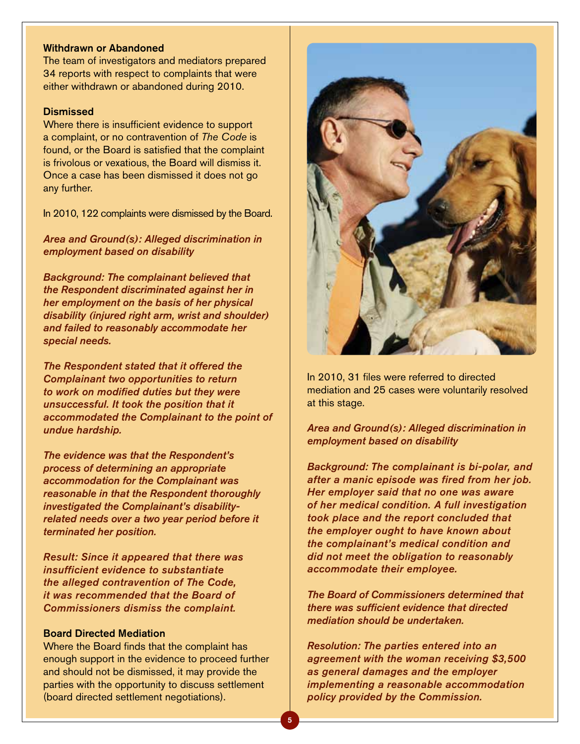### Withdrawn or Abandoned

The team of investigators and mediators prepared 34 reports with respect to complaints that were either withdrawn or abandoned during 2010.

### Dismissed

Where there is insufficient evidence to support a complaint, or no contravention of *The Code* is found, or the Board is satisfied that the complaint is frivolous or vexatious, the Board will dismiss it. Once a case has been dismissed it does not go any further.

In 2010, 122 complaints were dismissed by the Board.

***Area and Ground(s): Alleged discrimination in employment based on disability***

***Background: The complainant believed that the Respondent discriminated against her in her employment on the basis of her physical disability (injured right arm, wrist and shoulder) and failed to reasonably accommodate her special needs.***

***The Respondent stated that it offered the Complainant two opportunities to return to work on modified duties but they were unsuccessful. It took the position that it accommodated the Complainant to the point of undue hardship.***

***The evidence was that the Respondent's process of determining an appropriate accommodation for the Complainant was reasonable in that the Respondent thoroughly investigated the Complainant's disability-related needs over a two year period before it terminated her position.***

***Result: Since it appeared that there was insufficient evidence to substantiate the alleged contravention of The Code, it was recommended that the Board of Commissioners dismiss the complaint.***

### Board Directed Mediation

Where the Board finds that the complaint has enough support in the evidence to proceed further and should not be dismissed, it may provide the parties with the opportunity to discuss settlement (board directed settlement negotiations).

In 2010, 31 files were referred to directed mediation and 25 cases were voluntarily resolved at this stage.

***Area and Ground(s): Alleged discrimination in employment based on disability***

***Background: The complainant is bi-polar, and after a manic episode was fired from her job. Her employer said that no one was aware of her medical condition. A full investigation took place and the report concluded that the employer ought to have known about the complainant's medical condition and did not meet the obligation to reasonably accommodate their employee.***

***The Board of Commissioners determined that there was sufficient evidence that directed mediation should be undertaken.***

***Resolution: The parties entered into an agreement with the woman receiving $3,500 as general damages and the employer implementing a reasonable accommodation policy provided by the Commission.***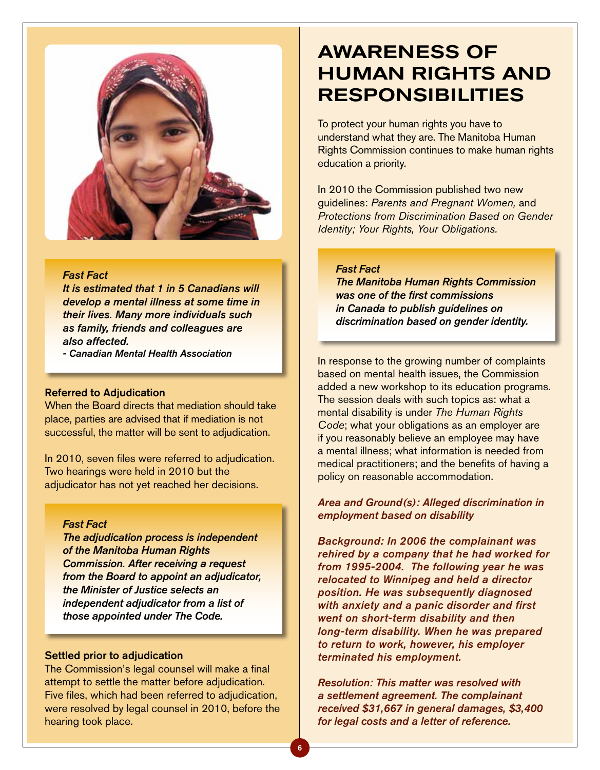*Fast Fact*
***It is estimated that 1 in 5 Canadians will develop a mental illness at some time in their lives. Many more individuals such as family, friends and colleagues are also affected.***
***- Canadian Mental Health Association***

**Referred to Adjudication**
When the Board directs that mediation should take place, parties are advised that if mediation is not successful, the matter will be sent to adjudication.

In 2010, seven files were referred to adjudication. Two hearings were held in 2010 but the adjudicator has not yet reached her decisions.

*Fast Fact*
***The adjudication process is independent of the Manitoba Human Rights Commission. After receiving a request from the Board to appoint an adjudicator, the Minister of Justice selects an independent adjudicator from a list of those appointed under The Code.***

**Settled prior to adjudication**
The Commission's legal counsel will make a final attempt to settle the matter before adjudication. Five files, which had been referred to adjudication, were resolved by legal counsel in 2010, before the hearing took place.

# AWARENESS OF HUMAN RIGHTS AND RESPONSIBILITIES

To protect your human rights you have to understand what they are. The Manitoba Human Rights Commission continues to make human rights education a priority.

In 2010 the Commission published two new guidelines: *Parents and Pregnant Women,* and *Protections from Discrimination Based on Gender Identity; Your Rights, Your Obligations.*

*Fast Fact*
***The Manitoba Human Rights Commission was one of the first commissions in Canada to publish guidelines on discrimination based on gender identity.***

In response to the growing number of complaints based on mental health issues, the Commission added a new workshop to its education programs. The session deals with such topics as: what a mental disability is under *The Human Rights Code*; what your obligations as an employer are if you reasonably believe an employee may have a mental illness; what information is needed from medical practitioners; and the benefits of having a policy on reasonable accommodation.

***Area and Ground(s): Alleged discrimination in employment based on disability***

***Background: In 2006 the complainant was rehired by a company that he had worked for from 1995-2004. The following year he was relocated to Winnipeg and held a director position. He was subsequently diagnosed with anxiety and a panic disorder and first went on short-term disability and then long-term disability. When he was prepared to return to work, however, his employer terminated his employment.***

***Resolution: This matter was resolved with a settlement agreement. The complainant received $31,667 in general damages, $3,400 for legal costs and a letter of reference.***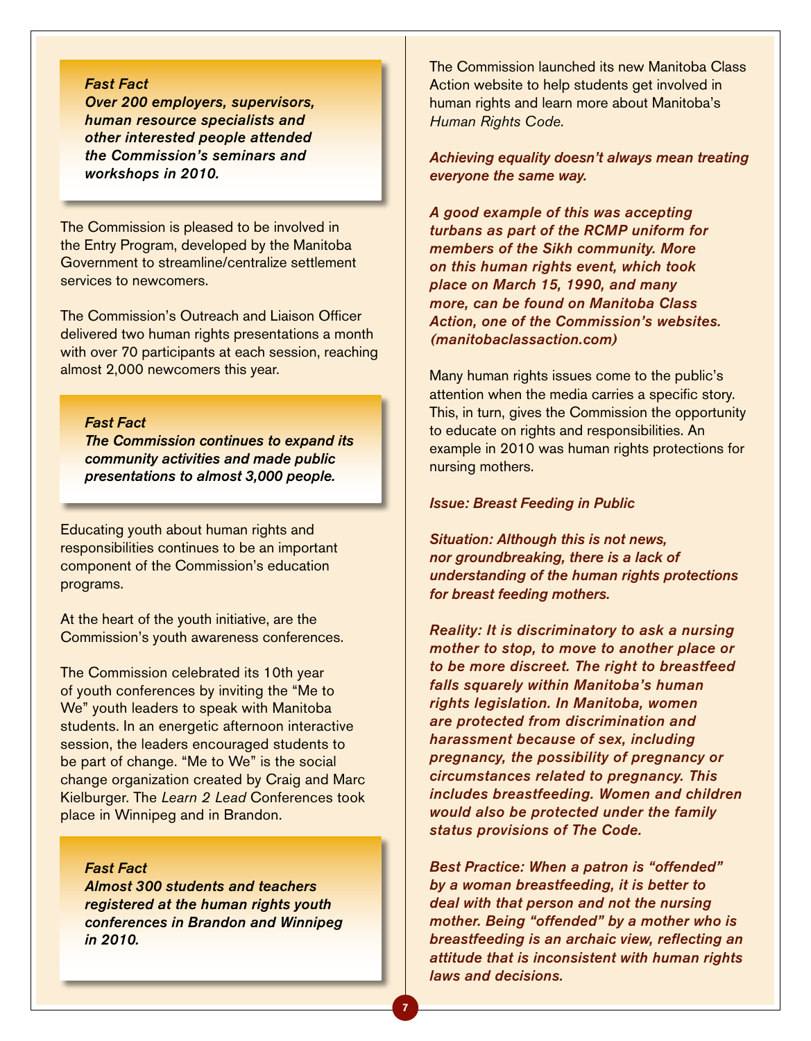***Fast Fact***
***Over 200 employers, supervisors, human resource specialists and other interested people attended the Commission's seminars and workshops in 2010.***

The Commission is pleased to be involved in the Entry Program, developed by the Manitoba Government to streamline/centralize settlement services to newcomers.

The Commission's Outreach and Liaison Officer delivered two human rights presentations a month with over 70 participants at each session, reaching almost 2,000 newcomers this year.

***Fast Fact***
***The Commission continues to expand its community activities and made public presentations to almost 3,000 people.***

Educating youth about human rights and responsibilities continues to be an important component of the Commission's education programs.

At the heart of the youth initiative, are the Commission's youth awareness conferences.

The Commission celebrated its 10th year of youth conferences by inviting the "Me to We" youth leaders to speak with Manitoba students. In an energetic afternoon interactive session, the leaders encouraged students to be part of change. "Me to We" is the social change organization created by Craig and Marc Kielburger. The *Learn 2 Lead* Conferences took place in Winnipeg and in Brandon.

***Fast Fact***
***Almost 300 students and teachers registered at the human rights youth conferences in Brandon and Winnipeg in 2010.***

The Commission launched its new Manitoba Class Action website to help students get involved in human rights and learn more about Manitoba's *Human Rights Code*.

***Achieving equality doesn't always mean treating everyone the same way.***

***A good example of this was accepting turbans as part of the RCMP uniform for members of the Sikh community. More on this human rights event, which took place on March 15, 1990, and many more, can be found on Manitoba Class Action, one of the Commission's websites. (manitobaclassaction.com)***

Many human rights issues come to the public's attention when the media carries a specific story. This, in turn, gives the Commission the opportunity to educate on rights and responsibilities. An example in 2010 was human rights protections for nursing mothers.

***Issue: Breast Feeding in Public***

***Situation: Although this is not news, nor groundbreaking, there is a lack of understanding of the human rights protections for breast feeding mothers.***

***Reality: It is discriminatory to ask a nursing mother to stop, to move to another place or to be more discreet. The right to breastfeed falls squarely within Manitoba's human rights legislation. In Manitoba, women are protected from discrimination and harassment because of sex, including pregnancy, the possibility of pregnancy or circumstances related to pregnancy. This includes breastfeeding. Women and children would also be protected under the family status provisions of The Code.***

***Best Practice: When a patron is "offended" by a woman breastfeeding, it is better to deal with that person and not the nursing mother. Being "offended" by a mother who is breastfeeding is an archaic view, reflecting an attitude that is inconsistent with human rights laws and decisions.***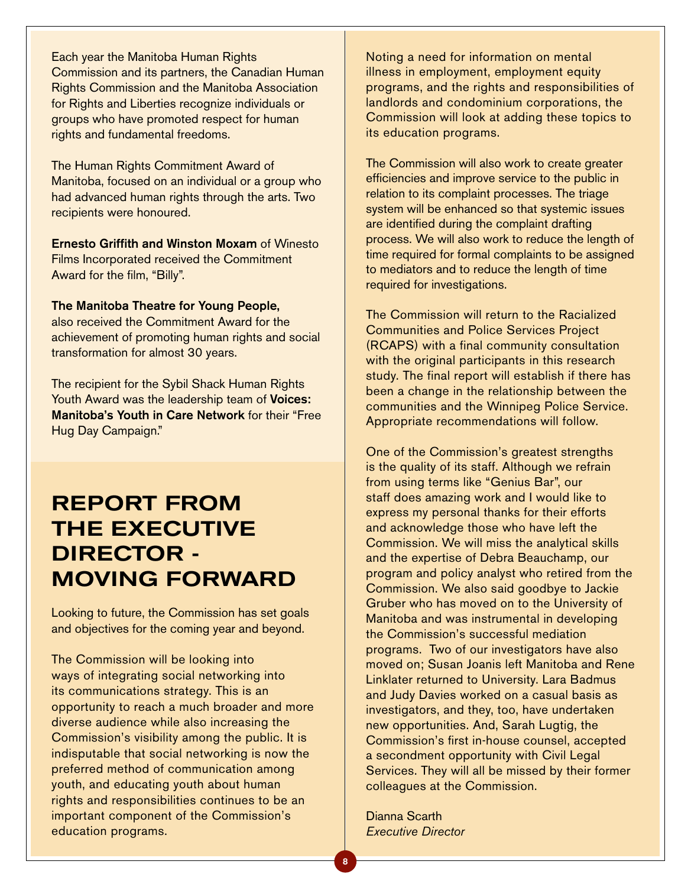Each year the Manitoba Human Rights Commission and its partners, the Canadian Human Rights Commission and the Manitoba Association for Rights and Liberties recognize individuals or groups who have promoted respect for human rights and fundamental freedoms.

The Human Rights Commitment Award of Manitoba, focused on an individual or a group who had advanced human rights through the arts. Two recipients were honoured.

**Ernesto Griffith and Winston Moxam** of Winesto Films Incorporated received the Commitment Award for the film, "Billy".

**The Manitoba Theatre for Young People,** also received the Commitment Award for the achievement of promoting human rights and social transformation for almost 30 years.

The recipient for the Sybil Shack Human Rights Youth Award was the leadership team of **Voices: Manitoba's Youth in Care Network** for their "Free Hug Day Campaign."

# REPORT FROM THE EXECUTIVE DIRECTOR - MOVING FORWARD

Looking to future, the Commission has set goals and objectives for the coming year and beyond.

The Commission will be looking into ways of integrating social networking into its communications strategy. This is an opportunity to reach a much broader and more diverse audience while also increasing the Commission's visibility among the public. It is indisputable that social networking is now the preferred method of communication among youth, and educating youth about human rights and responsibilities continues to be an important component of the Commission's education programs.

Noting a need for information on mental illness in employment, employment equity programs, and the rights and responsibilities of landlords and condominium corporations, the Commission will look at adding these topics to its education programs.

The Commission will also work to create greater efficiencies and improve service to the public in relation to its complaint processes. The triage system will be enhanced so that systemic issues are identified during the complaint drafting process. We will also work to reduce the length of time required for formal complaints to be assigned to mediators and to reduce the length of time required for investigations.

The Commission will return to the Racialized Communities and Police Services Project (RCAPS) with a final community consultation with the original participants in this research study. The final report will establish if there has been a change in the relationship between the communities and the Winnipeg Police Service. Appropriate recommendations will follow.

One of the Commission's greatest strengths is the quality of its staff. Although we refrain from using terms like "Genius Bar", our staff does amazing work and I would like to express my personal thanks for their efforts and acknowledge those who have left the Commission. We will miss the analytical skills and the expertise of Debra Beauchamp, our program and policy analyst who retired from the Commission. We also said goodbye to Jackie Gruber who has moved on to the University of Manitoba and was instrumental in developing the Commission's successful mediation programs. Two of our investigators have also moved on; Susan Joanis left Manitoba and Rene Linklater returned to University. Lara Badmus and Judy Davies worked on a casual basis as investigators, and they, too, have undertaken new opportunities. And, Sarah Lugtig, the Commission's first in-house counsel, accepted a secondment opportunity with Civil Legal Services. They will all be missed by their former colleagues at the Commission.

Dianna Scarth
*Executive Director*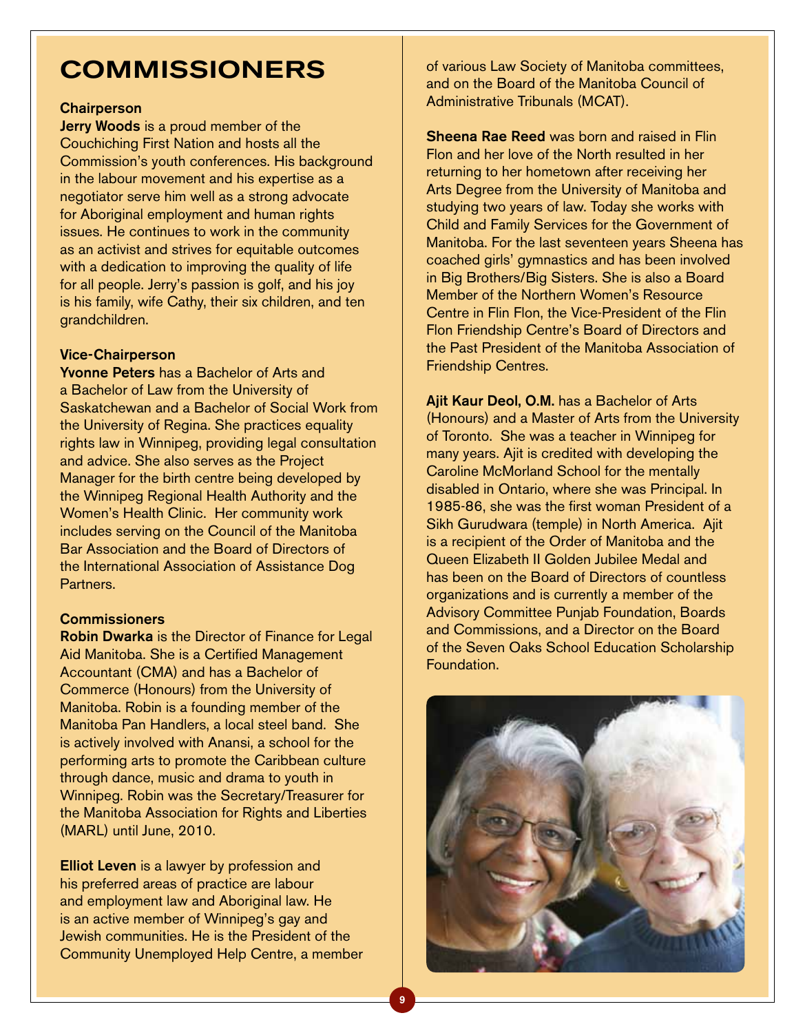# COMMISSIONERS

**Chairperson**

**Jerry Woods** is a proud member of the Couchiching First Nation and hosts all the Commission's youth conferences. His background in the labour movement and his expertise as a negotiator serve him well as a strong advocate for Aboriginal employment and human rights issues. He continues to work in the community as an activist and strives for equitable outcomes with a dedication to improving the quality of life for all people. Jerry's passion is golf, and his joy is his family, wife Cathy, their six children, and ten grandchildren.

**Vice-Chairperson**

**Yvonne Peters** has a Bachelor of Arts and a Bachelor of Law from the University of Saskatchewan and a Bachelor of Social Work from the University of Regina. She practices equality rights law in Winnipeg, providing legal consultation and advice. She also serves as the Project Manager for the birth centre being developed by the Winnipeg Regional Health Authority and the Women's Health Clinic. Her community work includes serving on the Council of the Manitoba Bar Association and the Board of Directors of the International Association of Assistance Dog Partners.

**Commissioners**

**Robin Dwarka** is the Director of Finance for Legal Aid Manitoba. She is a Certified Management Accountant (CMA) and has a Bachelor of Commerce (Honours) from the University of Manitoba. Robin is a founding member of the Manitoba Pan Handlers, a local steel band. She is actively involved with Anansi, a school for the performing arts to promote the Caribbean culture through dance, music and drama to youth in Winnipeg. Robin was the Secretary/Treasurer for the Manitoba Association for Rights and Liberties (MARL) until June, 2010.

**Elliot Leven** is a lawyer by profession and his preferred areas of practice are labour and employment law and Aboriginal law. He is an active member of Winnipeg's gay and Jewish communities. He is the President of the Community Unemployed Help Centre, a member of various Law Society of Manitoba committees, and on the Board of the Manitoba Council of Administrative Tribunals (MCAT).

**Sheena Rae Reed** was born and raised in Flin Flon and her love of the North resulted in her returning to her hometown after receiving her Arts Degree from the University of Manitoba and studying two years of law. Today she works with Child and Family Services for the Government of Manitoba. For the last seventeen years Sheena has coached girls' gymnastics and has been involved in Big Brothers/Big Sisters. She is also a Board Member of the Northern Women's Resource Centre in Flin Flon, the Vice-President of the Flin Flon Friendship Centre's Board of Directors and the Past President of the Manitoba Association of Friendship Centres.

**Ajit Kaur Deol, O.M.** has a Bachelor of Arts (Honours) and a Master of Arts from the University of Toronto. She was a teacher in Winnipeg for many years. Ajit is credited with developing the Caroline McMorland School for the mentally disabled in Ontario, where she was Principal. In 1985-86, she was the first woman President of a Sikh Gurudwara (temple) in North America. Ajit is a recipient of the Order of Manitoba and the Queen Elizabeth II Golden Jubilee Medal and has been on the Board of Directors of countless organizations and is currently a member of the Advisory Committee Punjab Foundation, Boards and Commissions, and a Director on the Board of the Seven Oaks School Education Scholarship Foundation.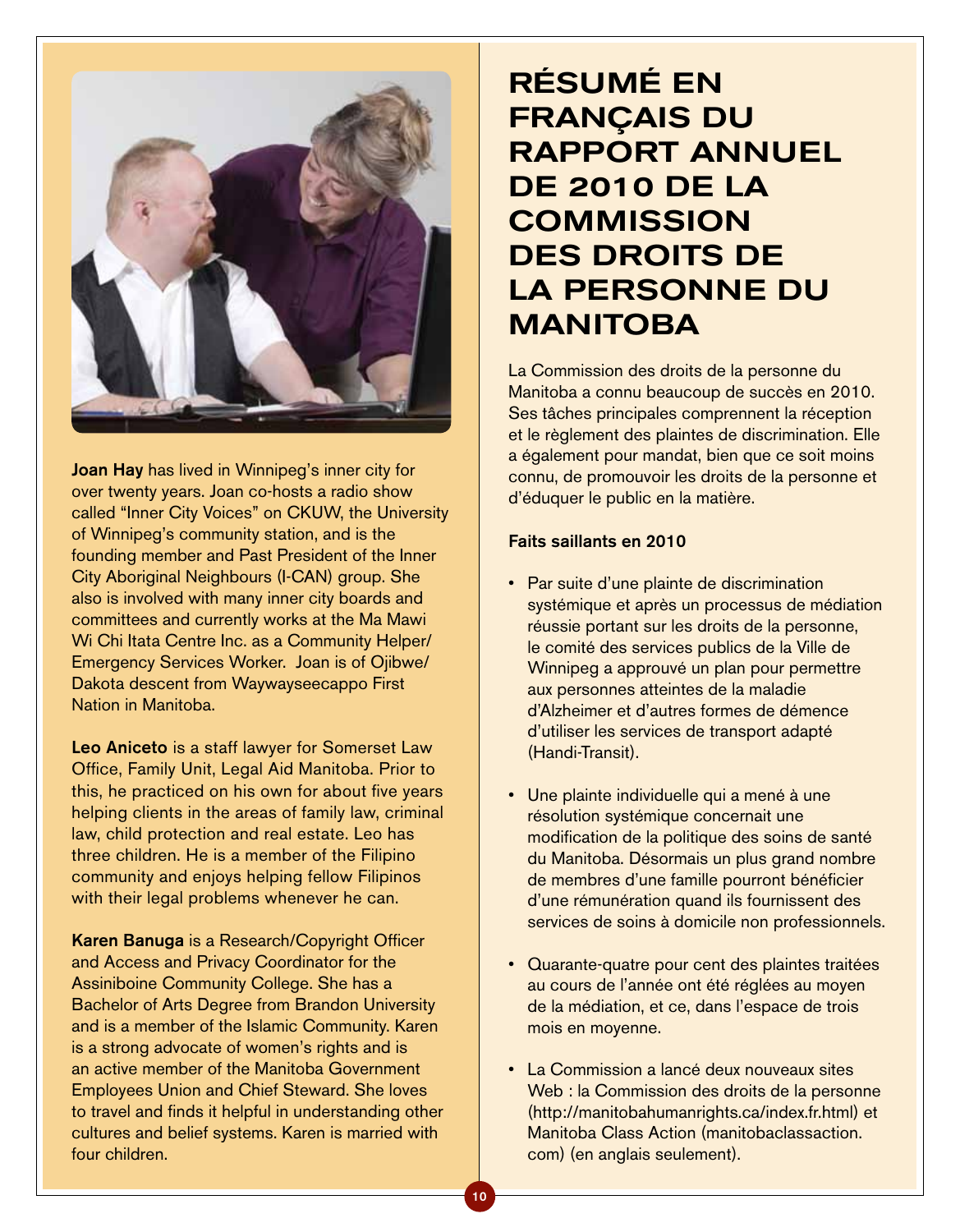**Joan Hay** has lived in Winnipeg's inner city for over twenty years. Joan co-hosts a radio show called "Inner City Voices" on CKUW, the University of Winnipeg's community station, and is the founding member and Past President of the Inner City Aboriginal Neighbours (I-CAN) group. She also is involved with many inner city boards and committees and currently works at the Ma Mawi Wi Chi Itata Centre Inc. as a Community Helper/ Emergency Services Worker. Joan is of Ojibwe/ Dakota descent from Waywayseecappo First Nation in Manitoba.

**Leo Aniceto** is a staff lawyer for Somerset Law Office, Family Unit, Legal Aid Manitoba. Prior to this, he practiced on his own for about five years helping clients in the areas of family law, criminal law, child protection and real estate. Leo has three children. He is a member of the Filipino community and enjoys helping fellow Filipinos with their legal problems whenever he can.

**Karen Banuga** is a Research/Copyright Officer and Access and Privacy Coordinator for the Assiniboine Community College. She has a Bachelor of Arts Degree from Brandon University and is a member of the Islamic Community. Karen is a strong advocate of women's rights and is an active member of the Manitoba Government Employees Union and Chief Steward. She loves to travel and finds it helpful in understanding other cultures and belief systems. Karen is married with four children.

# RÉSUMÉ EN FRANÇAIS DU RAPPORT ANNUEL DE 2010 DE LA COMMISSION DES DROITS DE LA PERSONNE DU MANITOBA

La Commission des droits de la personne du Manitoba a connu beaucoup de succès en 2010. Ses tâches principales comprennent la réception et le règlement des plaintes de discrimination. Elle a également pour mandat, bien que ce soit moins connu, de promouvoir les droits de la personne et d'éduquer le public en la matière.

**Faits saillants en 2010**

- Par suite d'une plainte de discrimination systémique et après un processus de médiation réussie portant sur les droits de la personne, le comité des services publics de la Ville de Winnipeg a approuvé un plan pour permettre aux personnes atteintes de la maladie d'Alzheimer et d'autres formes de démence d'utiliser les services de transport adapté (Handi-Transit).
- Une plainte individuelle qui a mené à une résolution systémique concernait une modification de la politique des soins de santé du Manitoba. Désormais un plus grand nombre de membres d'une famille pourront bénéficier d'une rémunération quand ils fournissent des services de soins à domicile non professionnels.
- Quarante-quatre pour cent des plaintes traitées au cours de l'année ont été réglées au moyen de la médiation, et ce, dans l'espace de trois mois en moyenne.
- La Commission a lancé deux nouveaux sites Web : la Commission des droits de la personne (http://manitobahumanrights.ca/index.fr.html) et Manitoba Class Action (manitobaclassaction.com) (en anglais seulement).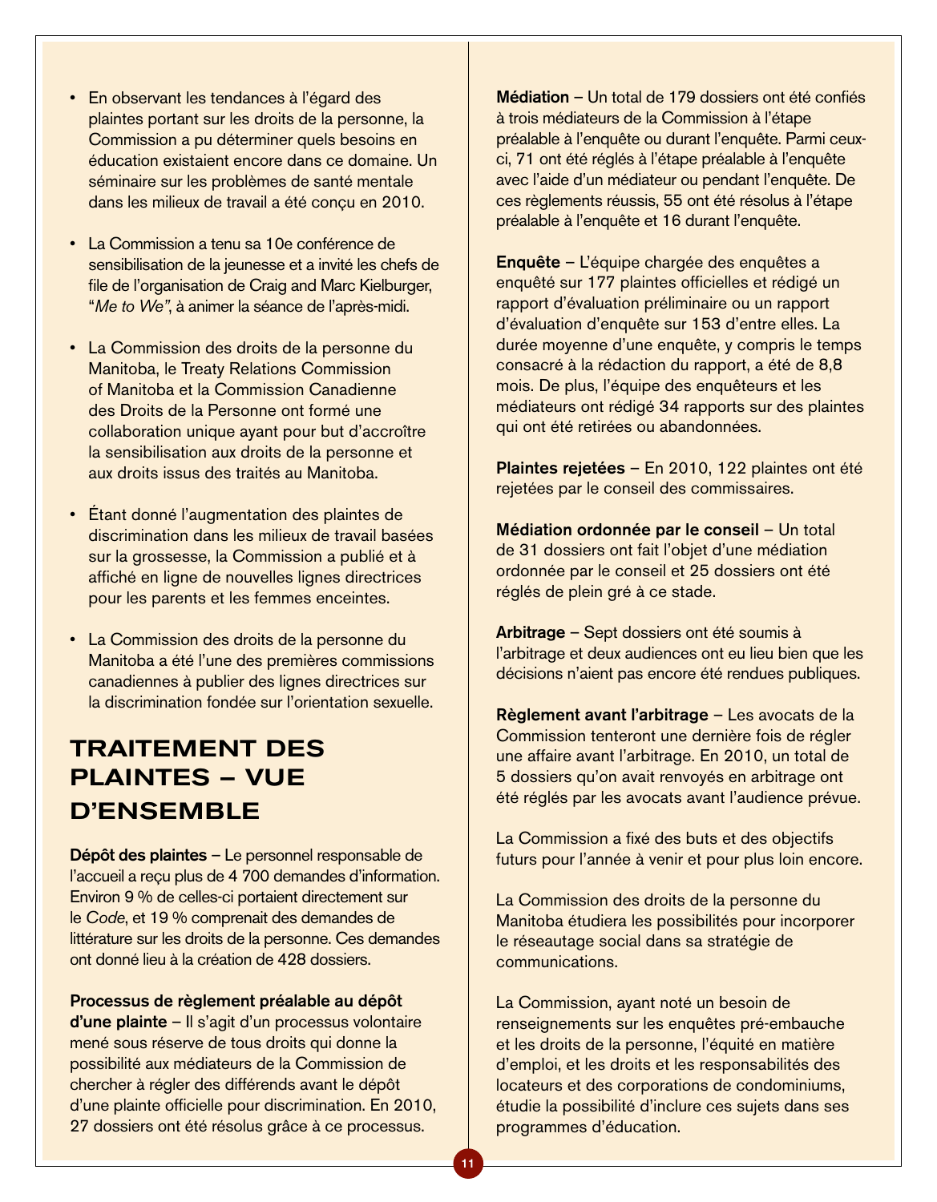- En observant les tendances à l'égard des plaintes portant sur les droits de la personne, la Commission a pu déterminer quels besoins en éducation existaient encore dans ce domaine. Un séminaire sur les problèmes de santé mentale dans les milieux de travail a été conçu en 2010.

- La Commission a tenu sa 10e conférence de sensibilisation de la jeunesse et a invité les chefs de file de l'organisation de Craig and Marc Kielburger, "*Me to We*", à animer la séance de l'après-midi.

- La Commission des droits de la personne du Manitoba, le Treaty Relations Commission of Manitoba et la Commission Canadienne des Droits de la Personne ont formé une collaboration unique ayant pour but d'accroître la sensibilisation aux droits de la personne et aux droits issus des traités au Manitoba.

- Étant donné l'augmentation des plaintes de discrimination dans les milieux de travail basées sur la grossesse, la Commission a publié et à affiché en ligne de nouvelles lignes directrices pour les parents et les femmes enceintes.

- La Commission des droits de la personne du Manitoba a été l'une des premières commissions canadiennes à publier des lignes directrices sur la discrimination fondée sur l'orientation sexuelle.

## TRAITEMENT DES PLAINTES – VUE D'ENSEMBLE

**Dépôt des plaintes** – Le personnel responsable de l'accueil a reçu plus de 4 700 demandes d'information. Environ 9 % de celles-ci portaient directement sur le *Code*, et 19 % comprenait des demandes de littérature sur les droits de la personne. Ces demandes ont donné lieu à la création de 428 dossiers.

**Processus de règlement préalable au dépôt d'une plainte** – Il s'agit d'un processus volontaire mené sous réserve de tous droits qui donne la possibilité aux médiateurs de la Commission de chercher à régler des différends avant le dépôt d'une plainte officielle pour discrimination. En 2010, 27 dossiers ont été résolus grâce à ce processus.

**Médiation** – Un total de 179 dossiers ont été confiés à trois médiateurs de la Commission à l'étape préalable à l'enquête ou durant l'enquête. Parmi ceux-ci, 71 ont été réglés à l'étape préalable à l'enquête avec l'aide d'un médiateur ou pendant l'enquête. De ces règlements réussis, 55 ont été résolus à l'étape préalable à l'enquête et 16 durant l'enquête.

**Enquête** – L'équipe chargée des enquêtes a enquêté sur 177 plaintes officielles et rédigé un rapport d'évaluation préliminaire ou un rapport d'évaluation d'enquête sur 153 d'entre elles. La durée moyenne d'une enquête, y compris le temps consacré à la rédaction du rapport, a été de 8,8 mois. De plus, l'équipe des enquêteurs et les médiateurs ont rédigé 34 rapports sur des plaintes qui ont été retirées ou abandonnées.

**Plaintes rejetées** – En 2010, 122 plaintes ont été rejetées par le conseil des commissaires.

**Médiation ordonnée par le conseil** – Un total de 31 dossiers ont fait l'objet d'une médiation ordonnée par le conseil et 25 dossiers ont été réglés de plein gré à ce stade.

**Arbitrage** – Sept dossiers ont été soumis à l'arbitrage et deux audiences ont eu lieu bien que les décisions n'aient pas encore été rendues publiques.

**Règlement avant l'arbitrage** – Les avocats de la Commission tenteront une dernière fois de régler une affaire avant l'arbitrage. En 2010, un total de 5 dossiers qu'on avait renvoyés en arbitrage ont été réglés par les avocats avant l'audience prévue.

La Commission a fixé des buts et des objectifs futurs pour l'année à venir et pour plus loin encore.

La Commission des droits de la personne du Manitoba étudiera les possibilités pour incorporer le réseautage social dans sa stratégie de communications.

La Commission, ayant noté un besoin de renseignements sur les enquêtes pré-embauche et les droits de la personne, l'équité en matière d'emploi, et les droits et les responsabilités des locateurs et des corporations de condominiums, étudie la possibilité d'inclure ces sujets dans ses programmes d'éducation.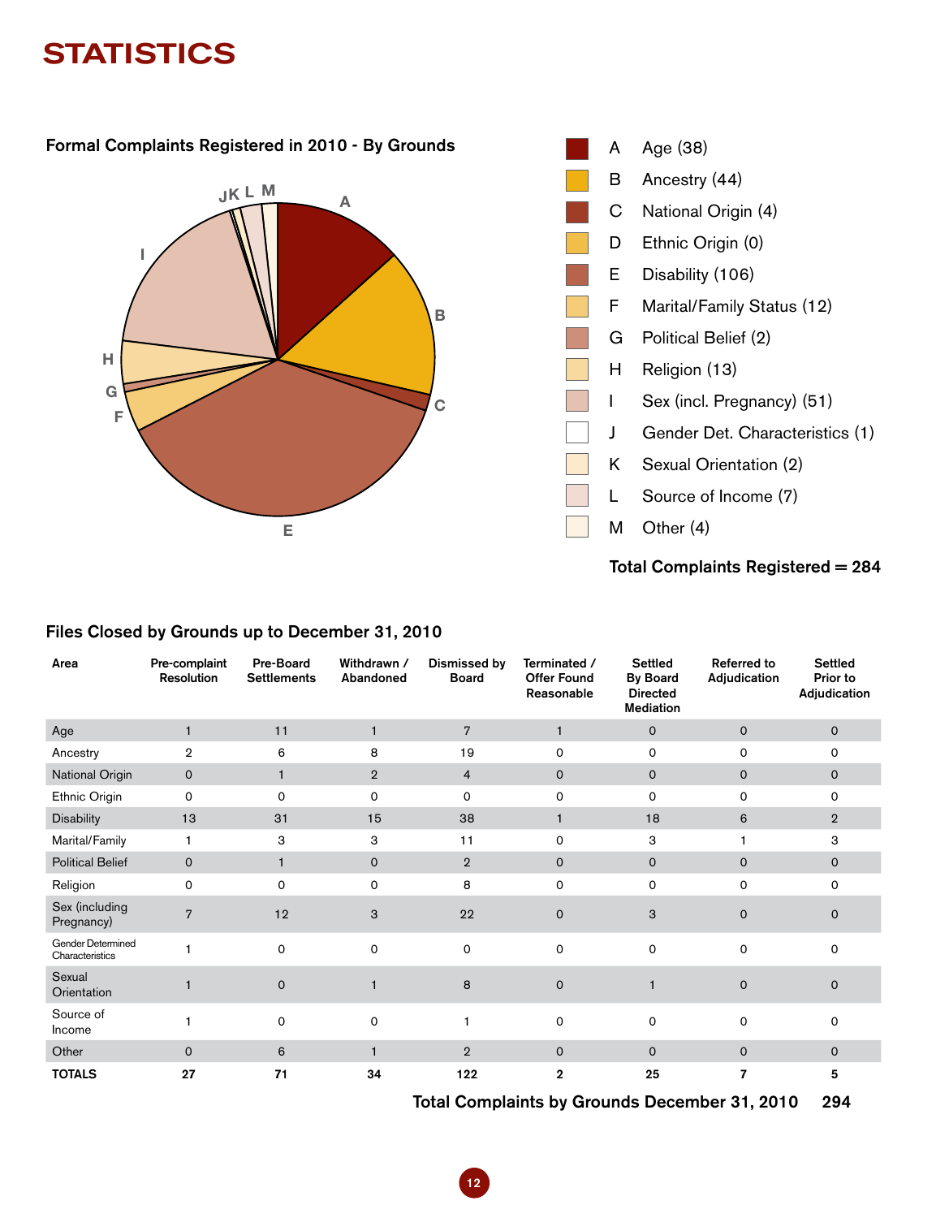# STATISTICS

## Formal Complaints Registered in 2010 - By Grounds

| | Grounds |
|---|---|
| A | Age (38) |
| B | Ancestry (44) |
| C | National Origin (4) |
| D | Ethnic Origin (0) |
| E | Disability (106) |
| F | Marital/Family Status (12) |
| G | Political Belief (2) |
| H | Religion (13) |
| I | Sex (incl. Pregnancy) (51) |
| J | Gender Det. Characteristics (1) |
| K | Sexual Orientation (2) |
| L | Source of Income (7) |
| M | Other (4) |

**Total Complaints Registered = 284**

## Files Closed by Grounds up to December 31, 2010

| Area | Pre-complaint Resolution | Pre-Board Settlements | Withdrawn / Abandoned | Dismissed by Board | Terminated / Offer Found Reasonable | Settled By Board Directed Mediation | Referred to Adjudication | Settled Prior to Adjudication |
|---|---|---|---|---|---|---|---|---|
| Age | 1 | 11 | 1 | 7 | 1 | 0 | 0 | 0 |
| Ancestry | 2 | 6 | 8 | 19 | 0 | 0 | 0 | 0 |
| National Origin | 0 | 1 | 2 | 4 | 0 | 0 | 0 | 0 |
| Ethnic Origin | 0 | 0 | 0 | 0 | 0 | 0 | 0 | 0 |
| Disability | 13 | 31 | 15 | 38 | 1 | 18 | 6 | 2 |
| Marital/Family | 1 | 3 | 3 | 11 | 0 | 3 | 1 | 3 |
| Political Belief | 0 | 1 | 0 | 2 | 0 | 0 | 0 | 0 |
| Religion | 0 | 0 | 0 | 8 | 0 | 0 | 0 | 0 |
| Sex (including Pregnancy) | 7 | 12 | 3 | 22 | 0 | 3 | 0 | 0 |
| Gender Determined Characteristics | 1 | 0 | 0 | 0 | 0 | 0 | 0 | 0 |
| Sexual Orientation | 1 | 0 | 1 | 8 | 0 | 1 | 0 | 0 |
| Source of Income | 1 | 0 | 0 | 1 | 0 | 0 | 0 | 0 |
| Other | 0 | 6 | 1 | 2 | 0 | 0 | 0 | 0 |
| **TOTALS** | **27** | **71** | **34** | **122** | **2** | **25** | **7** | **5** |

**Total Complaints by Grounds December 31, 2010 294**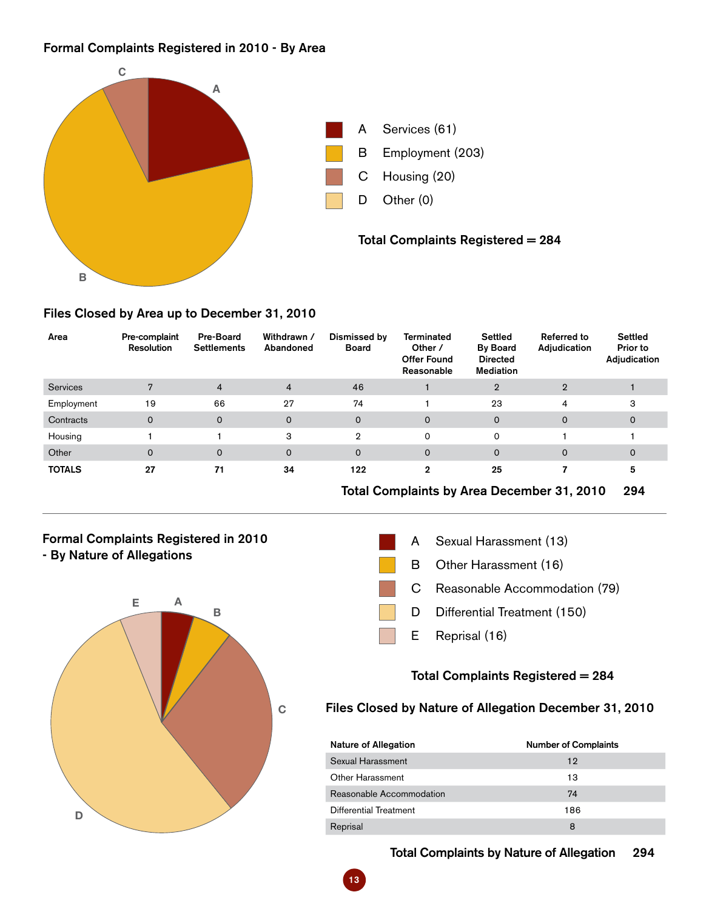## Formal Complaints Registered in 2010 - By Area

- A Services (61)
- B Employment (203)
- C Housing (20)
- D Other (0)

**Total Complaints Registered = 284**

## Files Closed by Area up to December 31, 2010

| Area | Pre-complaint Resolution | Pre-Board Settlements | Withdrawn / Abandoned | Dismissed by Board | Terminated Other / Offer Found Reasonable | Settled By Board Directed Mediation | Referred to Adjudication | Settled Prior to Adjudication |
|---|---|---|---|---|---|---|---|---|
| Services | 7 | 4 | 4 | 46 | 1 | 2 | 2 | 1 |
| Employment | 19 | 66 | 27 | 74 | 1 | 23 | 4 | 3 |
| Contracts | 0 | 0 | 0 | 0 | 0 | 0 | 0 | 0 |
| Housing | 1 | 1 | 3 | 2 | 0 | 0 | 1 | 1 |
| Other | 0 | 0 | 0 | 0 | 0 | 0 | 0 | 0 |
| **TOTALS** | **27** | **71** | **34** | **122** | **2** | **25** | **7** | **5** |

**Total Complaints by Area December 31, 2010 294**

## Formal Complaints Registered in 2010 - By Nature of Allegations

- A Sexual Harassment (13)
- B Other Harassment (16)
- C Reasonable Accommodation (79)
- D Differential Treatment (150)
- E Reprisal (16)

**Total Complaints Registered = 284**

## Files Closed by Nature of Allegation December 31, 2010

| Nature of Allegation | Number of Complaints |
|---|---|
| Sexual Harassment | 12 |
| Other Harassment | 13 |
| Reasonable Accommodation | 74 |
| Differential Treatment | 186 |
| Reprisal | 8 |

**Total Complaints by Nature of Allegation 294**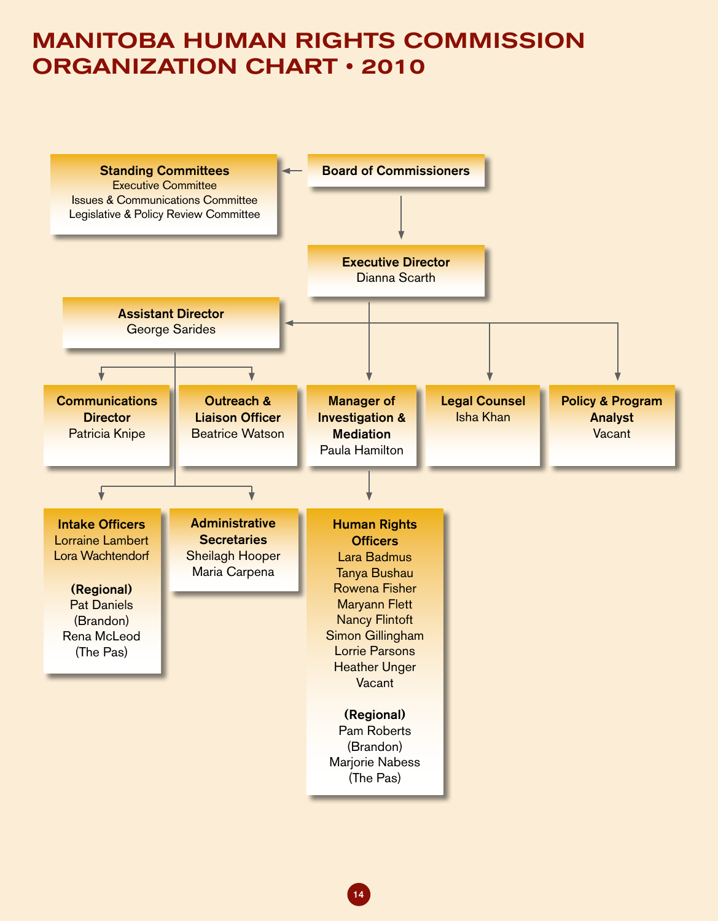# MANITOBA HUMAN RIGHTS COMMISSION ORGANIZATION CHART • 2010

**Standing Committees**
Executive Committee
Issues & Communications Committee
Legislative & Policy Review Committee

**Board of Commissioners**

**Executive Director**
Dianna Scarth

**Assistant Director**
George Sarides

**Communications Director**
Patricia Knipe

**Outreach & Liaison Officer**
Beatrice Watson

**Manager of Investigation & Mediation**
Paula Hamilton

**Legal Counsel**
Isha Khan

**Policy & Program Analyst**
Vacant

**Intake Officers**
Lorraine Lambert
Lora Wachtendorf

**(Regional)**
Pat Daniels
(Brandon)
Rena McLeod
(The Pas)

**Administrative Secretaries**
Sheilagh Hooper
Maria Carpena

**Human Rights Officers**
Lara Badmus
Tanya Bushau
Rowena Fisher
Maryann Flett
Nancy Flintoft
Simon Gillingham
Lorrie Parsons
Heather Unger
Vacant

**(Regional)**
Pam Roberts
(Brandon)
Marjorie Nabess
(The Pas)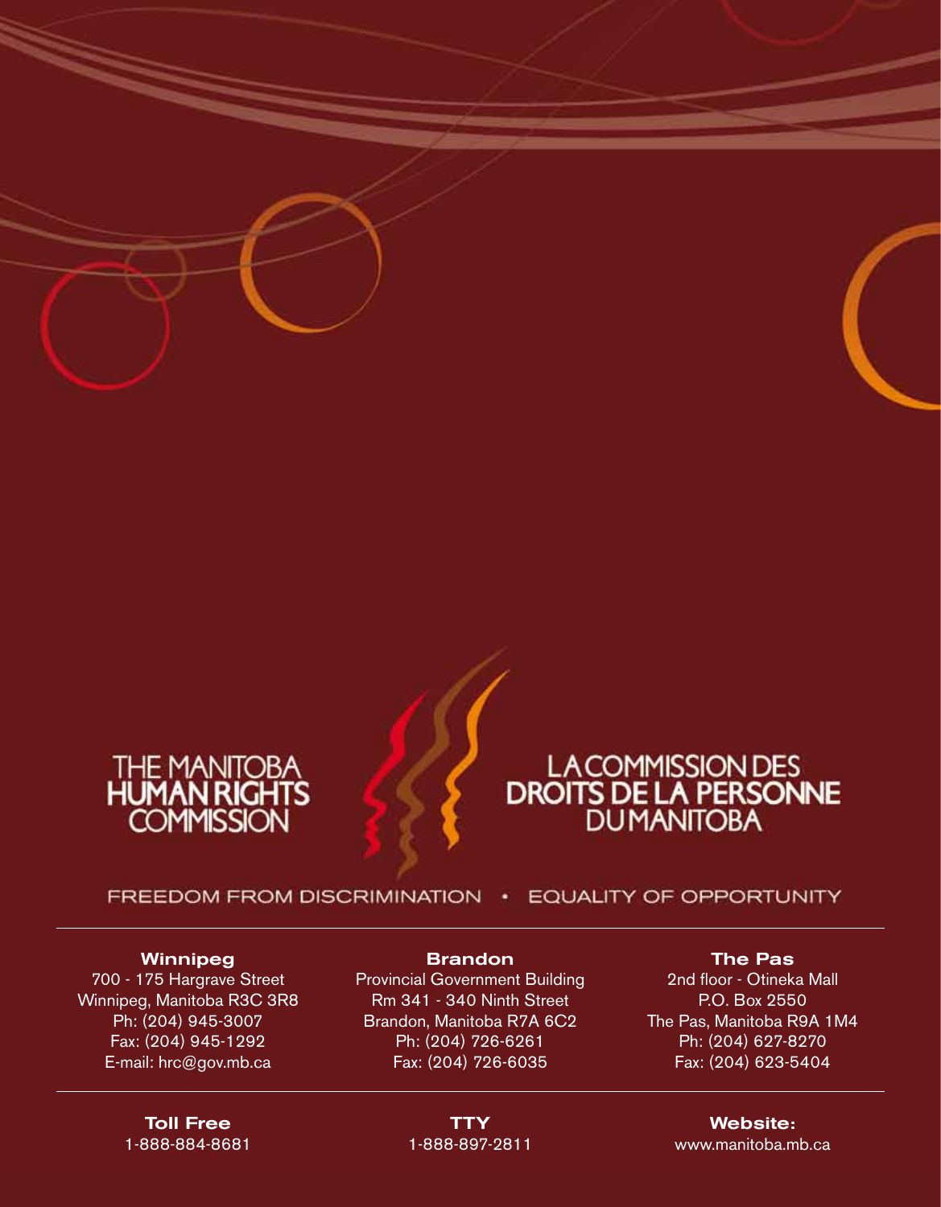THE MANITOBA
**HUMAN RIGHTS**
COMMISSION

LA COMMISSION DES
**DROITS DE LA PERSONNE**
DU MANITOBA

FREEDOM FROM DISCRIMINATION • EQUALITY OF OPPORTUNITY

**Winnipeg**
700 - 175 Hargrave Street
Winnipeg, Manitoba R3C 3R8
Ph: (204) 945-3007
Fax: (204) 945-1292
E-mail: hrc@gov.mb.ca

**Brandon**
Provincial Government Building
Rm 341 - 340 Ninth Street
Brandon, Manitoba R7A 6C2
Ph: (204) 726-6261
Fax: (204) 726-6035

**The Pas**
2nd floor - Otineka Mall
P.O. Box 2550
The Pas, Manitoba R9A 1M4
Ph: (204) 627-8270
Fax: (204) 623-5404

**Toll Free**
1-888-884-8681

**TTY**
1-888-897-2811

**Website:**
www.manitoba.mb.ca